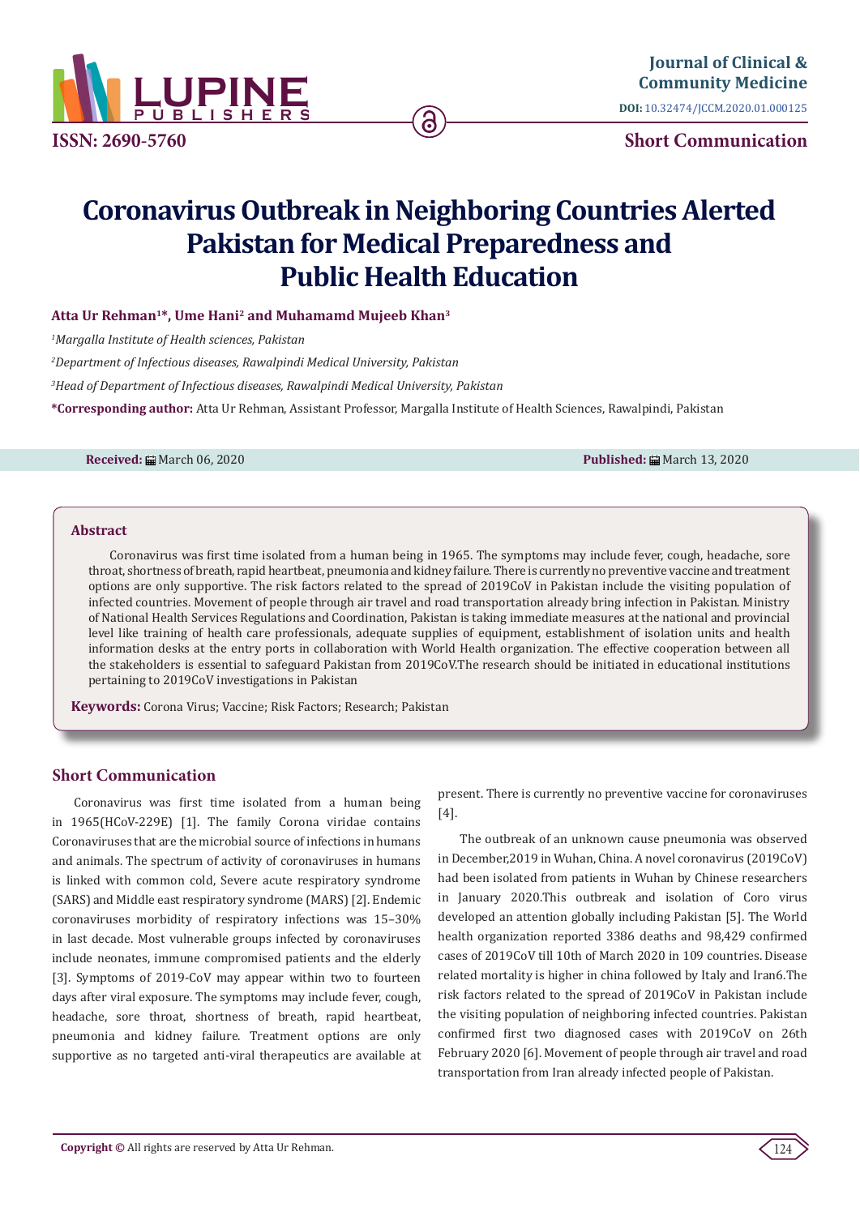Journal of Clinical & Community Medicine

DOI: 10.32474/JCCM.2020.01.000125

ISSN: 2690-5760

Short Communication

# Coronavirus Outbreak in Neighboring Countries Alerted Pakistan for Medical Preparedness and Public Health Education

**Atta Ur Rehman[1]*, Ume Hani[2] and Muhamamd Mujeeb Khan[3]**

[1]*Margalla Institute of Health sciences, Pakistan*

[2]*Department of Infectious diseases, Rawalpindi Medical University, Pakistan*

[3]*Head of Department of Infectious diseases, Rawalpindi Medical University, Pakistan*

***Corresponding author:** Atta Ur Rehman, Assistant Professor, Margalla Institute of Health Sciences, Rawalpindi, Pakistan

**Received:** March 06, 2020

**Published:** March 13, 2020

## Abstract

Coronavirus was first time isolated from a human being in 1965. The symptoms may include fever, cough, headache, sore throat, shortness of breath, rapid heartbeat, pneumonia and kidney failure. There is currently no preventive vaccine and treatment options are only supportive. The risk factors related to the spread of 2019CoV in Pakistan include the visiting population of infected countries. Movement of people through air travel and road transportation already bring infection in Pakistan. Ministry of National Health Services Regulations and Coordination, Pakistan is taking immediate measures at the national and provincial level like training of health care professionals, adequate supplies of equipment, establishment of isolation units and health information desks at the entry ports in collaboration with World Health organization. The effective cooperation between all the stakeholders is essential to safeguard Pakistan from 2019CoV.The research should be initiated in educational institutions pertaining to 2019CoV investigations in Pakistan

**Keywords:** Corona Virus; Vaccine; Risk Factors; Research; Pakistan

## Short Communication

Coronavirus was first time isolated from a human being in 1965(HCoV-229E) [1]. The family Corona viridae contains Coronaviruses that are the microbial source of infections in humans and animals. The spectrum of activity of coronaviruses in humans is linked with common cold, Severe acute respiratory syndrome (SARS) and Middle east respiratory syndrome (MARS) [2]. Endemic coronaviruses morbidity of respiratory infections was 15–30% in last decade. Most vulnerable groups infected by coronaviruses include neonates, immune compromised patients and the elderly [3]. Symptoms of 2019-CoV may appear within two to fourteen days after viral exposure. The symptoms may include fever, cough, headache, sore throat, shortness of breath, rapid heartbeat, pneumonia and kidney failure. Treatment options are only supportive as no targeted anti-viral therapeutics are available at present. There is currently no preventive vaccine for coronaviruses [4].

The outbreak of an unknown cause pneumonia was observed in December,2019 in Wuhan, China. A novel coronavirus (2019CoV) had been isolated from patients in Wuhan by Chinese researchers in January 2020.This outbreak and isolation of Coro virus developed an attention globally including Pakistan [5]. The World health organization reported 3386 deaths and 98,429 confirmed cases of 2019CoV till 10th of March 2020 in 109 countries. Disease related mortality is higher in china followed by Italy and Iran6.The risk factors related to the spread of 2019CoV in Pakistan include the visiting population of neighboring infected countries. Pakistan confirmed first two diagnosed cases with 2019CoV on 26th February 2020 [6]. Movement of people through air travel and road transportation from Iran already infected people of Pakistan.

**Copyright ©** All rights are reserved by Atta Ur Rehman.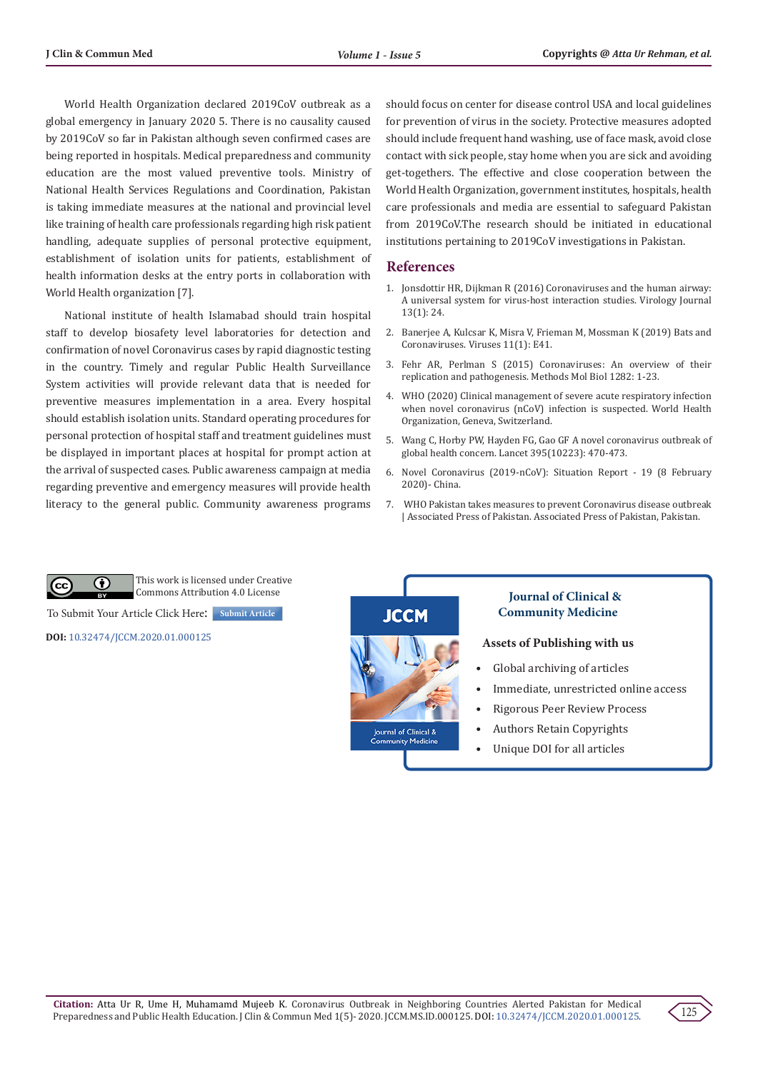World Health Organization declared 2019CoV outbreak as a global emergency in January 2020 5. There is no causality caused by 2019CoV so far in Pakistan although seven confirmed cases are being reported in hospitals. Medical preparedness and community education are the most valued preventive tools. Ministry of National Health Services Regulations and Coordination, Pakistan is taking immediate measures at the national and provincial level like training of health care professionals regarding high risk patient handling, adequate supplies of personal protective equipment, establishment of isolation units for patients, establishment of health information desks at the entry ports in collaboration with World Health organization [7].

National institute of health Islamabad should train hospital staff to develop biosafety level laboratories for detection and confirmation of novel Coronavirus cases by rapid diagnostic testing in the country. Timely and regular Public Health Surveillance System activities will provide relevant data that is needed for preventive measures implementation in a area. Every hospital should establish isolation units. Standard operating procedures for personal protection of hospital staff and treatment guidelines must be displayed in important places at hospital for prompt action at the arrival of suspected cases. Public awareness campaign at media regarding preventive and emergency measures will provide health literacy to the general public. Community awareness programs should focus on center for disease control USA and local guidelines for prevention of virus in the society. Protective measures adopted should include frequent hand washing, use of face mask, avoid close contact with sick people, stay home when you are sick and avoiding get-togethers. The effective and close cooperation between the World Health Organization, government institutes, hospitals, health care professionals and media are essential to safeguard Pakistan from 2019CoV.The research should be initiated in educational institutions pertaining to 2019CoV investigations in Pakistan.

## References

1. Jonsdottir HR, Dijkman R (2016) Coronaviruses and the human airway: A universal system for virus-host interaction studies. Virology Journal 13(1): 24.
2. Banerjee A, Kulcsar K, Misra V, Frieman M, Mossman K (2019) Bats and Coronaviruses. Viruses 11(1): E41.
3. Fehr AR, Perlman S (2015) Coronaviruses: An overview of their replication and pathogenesis. Methods Mol Biol 1282: 1-23.
4. WHO (2020) Clinical management of severe acute respiratory infection when novel coronavirus (nCoV) infection is suspected. World Health Organization, Geneva, Switzerland.
5. Wang C, Horby PW, Hayden FG, Gao GF A novel coronavirus outbreak of global health concern. Lancet 395(10223): 470-473.
6. Novel Coronavirus (2019-nCoV): Situation Report - 19 (8 February 2020)- China.
7. WHO Pakistan takes measures to prevent Coronavirus disease outbreak | Associated Press of Pakistan. Associated Press of Pakistan, Pakistan.

This work is licensed under Creative Commons Attribution 4.0 License

To Submit Your Article Click Here: Submit Article

**DOI:** 10.32474/JCCM.2020.01.000125

**Journal of Clinical & Community Medicine**

**Assets of Publishing with us**

- Global archiving of articles
- Immediate, unrestricted online access
- Rigorous Peer Review Process
- Authors Retain Copyrights
- Unique DOI for all articles

**Citation:** Atta Ur R, Ume H, Muhamamd Mujeeb K. Coronavirus Outbreak in Neighboring Countries Alerted Pakistan for Medical Preparedness and Public Health Education. J Clin & Commun Med 1(5)- 2020. JCCM.MS.ID.000125. DOI: 10.32474/JCCM.2020.01.000125.